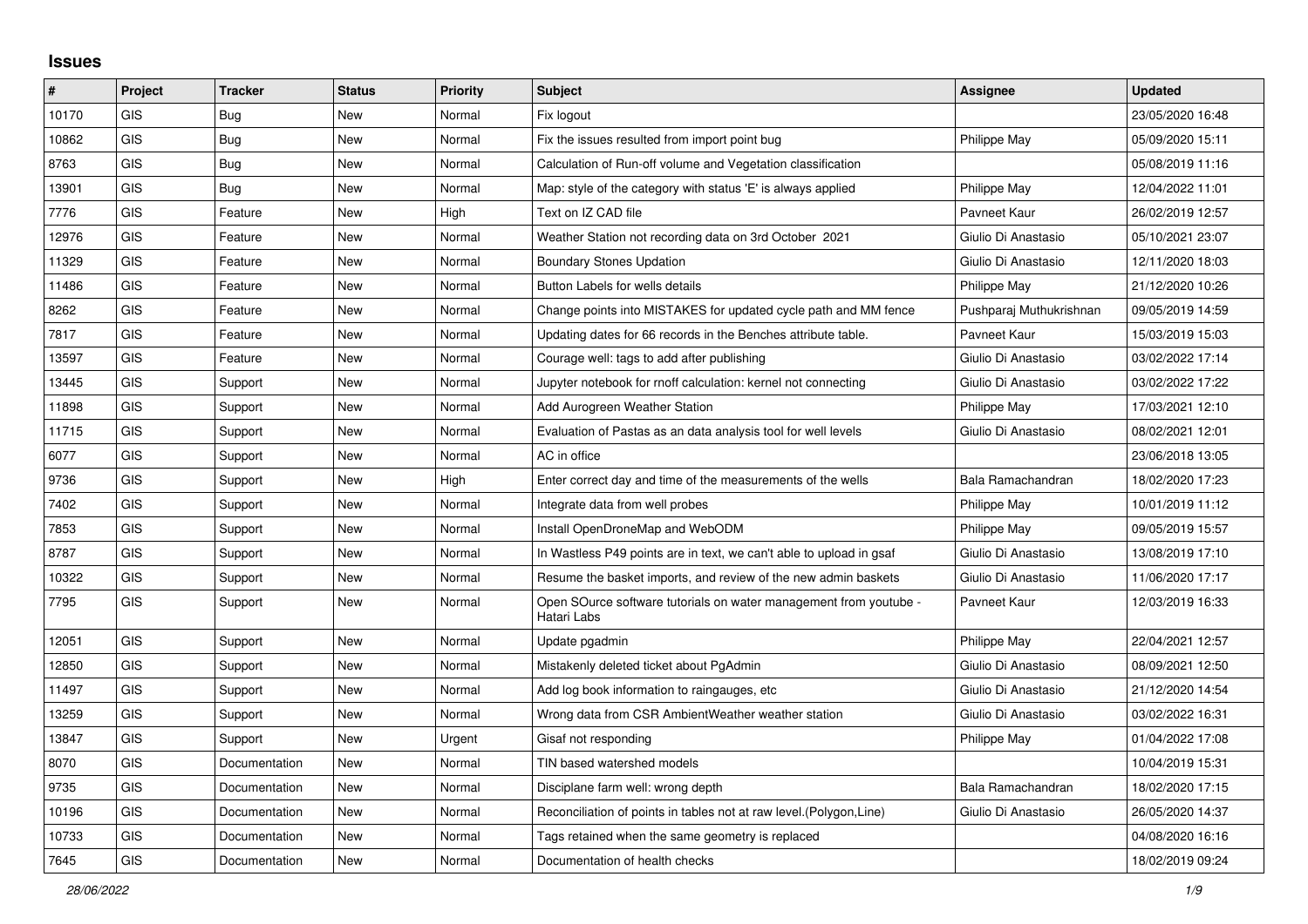# Issues

| # | Project | Tracker | Status | Priority | Subject | Assignee | Updated |
|---|---|---|---|---|---|---|---|
| 10170 | GIS | Bug | New | Normal | Fix logout | | 23/05/2020 16:48 |
| 10862 | GIS | Bug | New | Normal | Fix the issues resulted from import point bug | Philippe May | 05/09/2020 15:11 |
| 8763 | GIS | Bug | New | Normal | Calculation of Run-off volume and Vegetation classification | | 05/08/2019 11:16 |
| 13901 | GIS | Bug | New | Normal | Map: style of the category with status 'E' is always applied | Philippe May | 12/04/2022 11:01 |
| 7776 | GIS | Feature | New | High | Text on IZ CAD file | Pavneet Kaur | 26/02/2019 12:57 |
| 12976 | GIS | Feature | New | Normal | Weather Station not recording data on 3rd October 2021 | Giulio Di Anastasio | 05/10/2021 23:07 |
| 11329 | GIS | Feature | New | Normal | Boundary Stones Updation | Giulio Di Anastasio | 12/11/2020 18:03 |
| 11486 | GIS | Feature | New | Normal | Button Labels for wells details | Philippe May | 21/12/2020 10:26 |
| 8262 | GIS | Feature | New | Normal | Change points into MISTAKES for updated cycle path and MM fence | Pushparaj Muthukrishnan | 09/05/2019 14:59 |
| 7817 | GIS | Feature | New | Normal | Updating dates for 66 records in the Benches attribute table. | Pavneet Kaur | 15/03/2019 15:03 |
| 13597 | GIS | Feature | New | Normal | Courage well: tags to add after publishing | Giulio Di Anastasio | 03/02/2022 17:14 |
| 13445 | GIS | Support | New | Normal | Jupyter notebook for rnoff calculation: kernel not connecting | Giulio Di Anastasio | 03/02/2022 17:22 |
| 11898 | GIS | Support | New | Normal | Add Aurogreen Weather Station | Philippe May | 17/03/2021 12:10 |
| 11715 | GIS | Support | New | Normal | Evaluation of Pastas as an data analysis tool for well levels | Giulio Di Anastasio | 08/02/2021 12:01 |
| 6077 | GIS | Support | New | Normal | AC in office | | 23/06/2018 13:05 |
| 9736 | GIS | Support | New | High | Enter correct day and time of the measurements of the wells | Bala Ramachandran | 18/02/2020 17:23 |
| 7402 | GIS | Support | New | Normal | Integrate data from well probes | Philippe May | 10/01/2019 11:12 |
| 7853 | GIS | Support | New | Normal | Install OpenDroneMap and WebODM | Philippe May | 09/05/2019 15:57 |
| 8787 | GIS | Support | New | Normal | In Wastless P49 points are in text, we can't able to upload in gsaf | Giulio Di Anastasio | 13/08/2019 17:10 |
| 10322 | GIS | Support | New | Normal | Resume the basket imports, and review of the new admin baskets | Giulio Di Anastasio | 11/06/2020 17:17 |
| 7795 | GIS | Support | New | Normal | Open SOurce software tutorials on water management from youtube - Hatari Labs | Pavneet Kaur | 12/03/2019 16:33 |
| 12051 | GIS | Support | New | Normal | Update pgadmin | Philippe May | 22/04/2021 12:57 |
| 12850 | GIS | Support | New | Normal | Mistakenly deleted ticket about PgAdmin | Giulio Di Anastasio | 08/09/2021 12:50 |
| 11497 | GIS | Support | New | Normal | Add log book information to raingauges, etc | Giulio Di Anastasio | 21/12/2020 14:54 |
| 13259 | GIS | Support | New | Normal | Wrong data from CSR AmbientWeather weather station | Giulio Di Anastasio | 03/02/2022 16:31 |
| 13847 | GIS | Support | New | Urgent | Gisaf not responding | Philippe May | 01/04/2022 17:08 |
| 8070 | GIS | Documentation | New | Normal | TIN based watershed models | | 10/04/2019 15:31 |
| 9735 | GIS | Documentation | New | Normal | Disciplane farm well: wrong depth | Bala Ramachandran | 18/02/2020 17:15 |
| 10196 | GIS | Documentation | New | Normal | Reconciliation of points in tables not at raw level.(Polygon,Line) | Giulio Di Anastasio | 26/05/2020 14:37 |
| 10733 | GIS | Documentation | New | Normal | Tags retained when the same geometry is replaced | | 04/08/2020 16:16 |
| 7645 | GIS | Documentation | New | Normal | Documentation of health checks | | 18/02/2019 09:24 |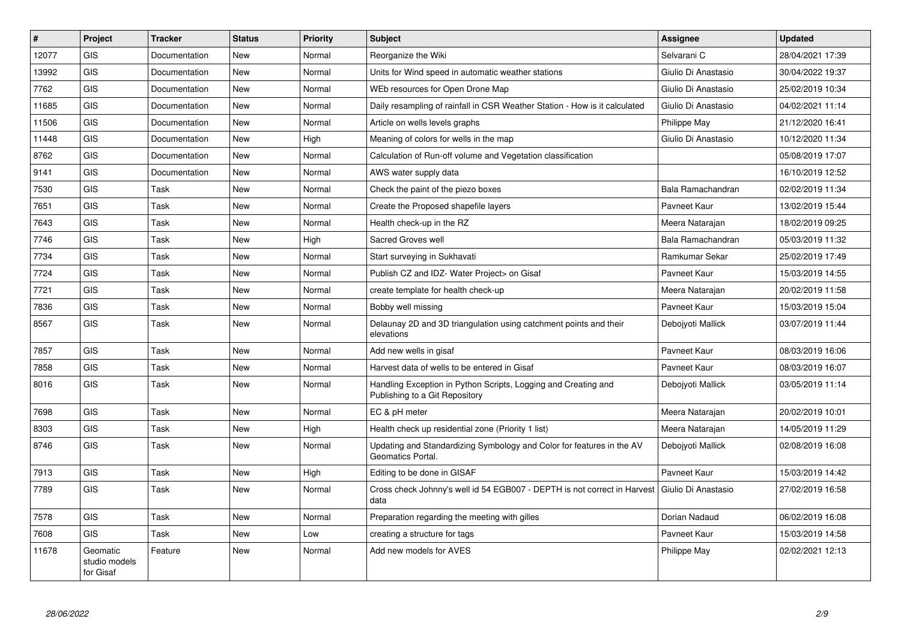| # | Project | Tracker | Status | Priority | Subject | Assignee | Updated |
|---|---|---|---|---|---|---|---|
| 12077 | GIS | Documentation | New | Normal | Reorganize the Wiki | Selvarani C | 28/04/2021 17:39 |
| 13992 | GIS | Documentation | New | Normal | Units for Wind speed in automatic weather stations | Giulio Di Anastasio | 30/04/2022 19:37 |
| 7762 | GIS | Documentation | New | Normal | WEb resources for Open Drone Map | Giulio Di Anastasio | 25/02/2019 10:34 |
| 11685 | GIS | Documentation | New | Normal | Daily resampling of rainfall in CSR Weather Station - How is it calculated | Giulio Di Anastasio | 04/02/2021 11:14 |
| 11506 | GIS | Documentation | New | Normal | Article on wells levels graphs | Philippe May | 21/12/2020 16:41 |
| 11448 | GIS | Documentation | New | High | Meaning of colors for wells in the map | Giulio Di Anastasio | 10/12/2020 11:34 |
| 8762 | GIS | Documentation | New | Normal | Calculation of Run-off volume and Vegetation classification | | 05/08/2019 17:07 |
| 9141 | GIS | Documentation | New | Normal | AWS water supply data | | 16/10/2019 12:52 |
| 7530 | GIS | Task | New | Normal | Check the paint of the piezo boxes | Bala Ramachandran | 02/02/2019 11:34 |
| 7651 | GIS | Task | New | Normal | Create the Proposed shapefile layers | Pavneet Kaur | 13/02/2019 15:44 |
| 7643 | GIS | Task | New | Normal | Health check-up in the RZ | Meera Natarajan | 18/02/2019 09:25 |
| 7746 | GIS | Task | New | High | Sacred Groves well | Bala Ramachandran | 05/03/2019 11:32 |
| 7734 | GIS | Task | New | Normal | Start surveying in Sukhavati | Ramkumar Sekar | 25/02/2019 17:49 |
| 7724 | GIS | Task | New | Normal | Publish CZ and IDZ- Water Project> on Gisaf | Pavneet Kaur | 15/03/2019 14:55 |
| 7721 | GIS | Task | New | Normal | create template for health check-up | Meera Natarajan | 20/02/2019 11:58 |
| 7836 | GIS | Task | New | Normal | Bobby well missing | Pavneet Kaur | 15/03/2019 15:04 |
| 8567 | GIS | Task | New | Normal | Delaunay 2D and 3D triangulation using catchment points and their elevations | Debojyoti Mallick | 03/07/2019 11:44 |
| 7857 | GIS | Task | New | Normal | Add new wells in gisaf | Pavneet Kaur | 08/03/2019 16:06 |
| 7858 | GIS | Task | New | Normal | Harvest data of wells to be entered in Gisaf | Pavneet Kaur | 08/03/2019 16:07 |
| 8016 | GIS | Task | New | Normal | Handling Exception in Python Scripts, Logging and Creating and Publishing to a Git Repository | Debojyoti Mallick | 03/05/2019 11:14 |
| 7698 | GIS | Task | New | Normal | EC & pH meter | Meera Natarajan | 20/02/2019 10:01 |
| 8303 | GIS | Task | New | High | Health check up residential zone (Priority 1 list) | Meera Natarajan | 14/05/2019 11:29 |
| 8746 | GIS | Task | New | Normal | Updating and Standardizing Symbology and Color for features in the AV Geomatics Portal. | Debojyoti Mallick | 02/08/2019 16:08 |
| 7913 | GIS | Task | New | High | Editing to be done in GISAF | Pavneet Kaur | 15/03/2019 14:42 |
| 7789 | GIS | Task | New | Normal | Cross check Johnny's well id 54 EGB007 - DEPTH is not correct in Harvest data | Giulio Di Anastasio | 27/02/2019 16:58 |
| 7578 | GIS | Task | New | Normal | Preparation regarding the meeting with gilles | Dorian Nadaud | 06/02/2019 16:08 |
| 7608 | GIS | Task | New | Low | creating a structure for tags | Pavneet Kaur | 15/03/2019 14:58 |
| 11678 | Geomatic studio models for Gisaf | Feature | New | Normal | Add new models for AVES | Philippe May | 02/02/2021 12:13 |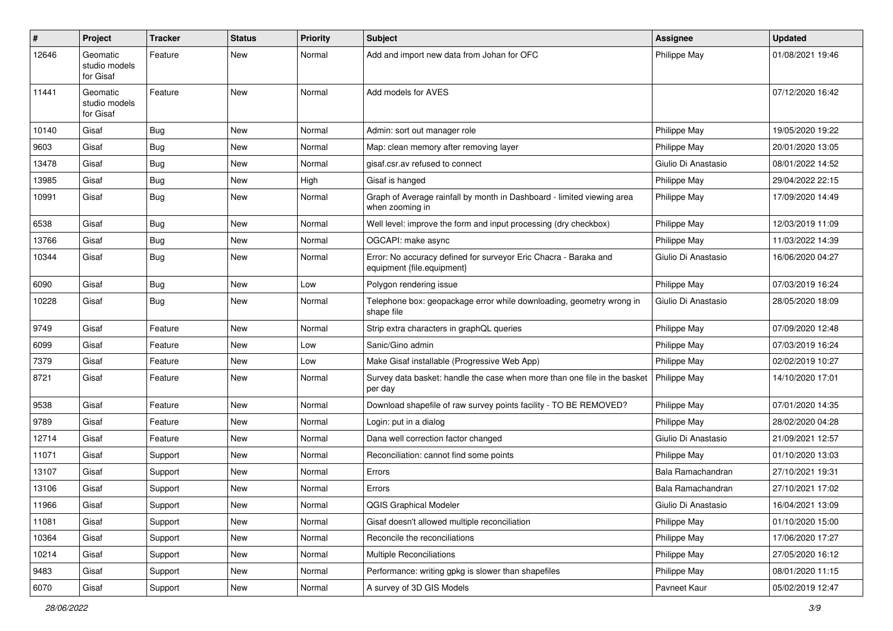| # | Project | Tracker | Status | Priority | Subject | Assignee | Updated |
|---|---|---|---|---|---|---|---|
| 12646 | Geomatic studio models for Gisaf | Feature | New | Normal | Add and import new data from Johan for OFC | Philippe May | 01/08/2021 19:46 |
| 11441 | Geomatic studio models for Gisaf | Feature | New | Normal | Add models for AVES | | 07/12/2020 16:42 |
| 10140 | Gisaf | Bug | New | Normal | Admin: sort out manager role | Philippe May | 19/05/2020 19:22 |
| 9603 | Gisaf | Bug | New | Normal | Map: clean memory after removing layer | Philippe May | 20/01/2020 13:05 |
| 13478 | Gisaf | Bug | New | Normal | gisaf.csr.av refused to connect | Giulio Di Anastasio | 08/01/2022 14:52 |
| 13985 | Gisaf | Bug | New | High | Gisaf is hanged | Philippe May | 29/04/2022 22:15 |
| 10991 | Gisaf | Bug | New | Normal | Graph of Average rainfall by month in Dashboard - limited viewing area when zooming in | Philippe May | 17/09/2020 14:49 |
| 6538 | Gisaf | Bug | New | Normal | Well level: improve the form and input processing (dry checkbox) | Philippe May | 12/03/2019 11:09 |
| 13766 | Gisaf | Bug | New | Normal | OGCAPI: make async | Philippe May | 11/03/2022 14:39 |
| 10344 | Gisaf | Bug | New | Normal | Error: No accuracy defined for surveyor Eric Chacra - Baraka and equipment {file.equipment} | Giulio Di Anastasio | 16/06/2020 04:27 |
| 6090 | Gisaf | Bug | New | Low | Polygon rendering issue | Philippe May | 07/03/2019 16:24 |
| 10228 | Gisaf | Bug | New | Normal | Telephone box: geopackage error while downloading, geometry wrong in shape file | Giulio Di Anastasio | 28/05/2020 18:09 |
| 9749 | Gisaf | Feature | New | Normal | Strip extra characters in graphQL queries | Philippe May | 07/09/2020 12:48 |
| 6099 | Gisaf | Feature | New | Low | Sanic/Gino admin | Philippe May | 07/03/2019 16:24 |
| 7379 | Gisaf | Feature | New | Low | Make Gisaf installable (Progressive Web App) | Philippe May | 02/02/2019 10:27 |
| 8721 | Gisaf | Feature | New | Normal | Survey data basket: handle the case when more than one file in the basket per day | Philippe May | 14/10/2020 17:01 |
| 9538 | Gisaf | Feature | New | Normal | Download shapefile of raw survey points facility - TO BE REMOVED? | Philippe May | 07/01/2020 14:35 |
| 9789 | Gisaf | Feature | New | Normal | Login: put in a dialog | Philippe May | 28/02/2020 04:28 |
| 12714 | Gisaf | Feature | New | Normal | Dana well correction factor changed | Giulio Di Anastasio | 21/09/2021 12:57 |
| 11071 | Gisaf | Support | New | Normal | Reconciliation: cannot find some points | Philippe May | 01/10/2020 13:03 |
| 13107 | Gisaf | Support | New | Normal | Errors | Bala Ramachandran | 27/10/2021 19:31 |
| 13106 | Gisaf | Support | New | Normal | Errors | Bala Ramachandran | 27/10/2021 17:02 |
| 11966 | Gisaf | Support | New | Normal | QGIS Graphical Modeler | Giulio Di Anastasio | 16/04/2021 13:09 |
| 11081 | Gisaf | Support | New | Normal | Gisaf doesn't allowed multiple reconciliation | Philippe May | 01/10/2020 15:00 |
| 10364 | Gisaf | Support | New | Normal | Reconcile the reconciliations | Philippe May | 17/06/2020 17:27 |
| 10214 | Gisaf | Support | New | Normal | Multiple Reconciliations | Philippe May | 27/05/2020 16:12 |
| 9483 | Gisaf | Support | New | Normal | Performance: writing gpkg is slower than shapefiles | Philippe May | 08/01/2020 11:15 |
| 6070 | Gisaf | Support | New | Normal | A survey of 3D GIS Models | Pavneet Kaur | 05/02/2019 12:47 |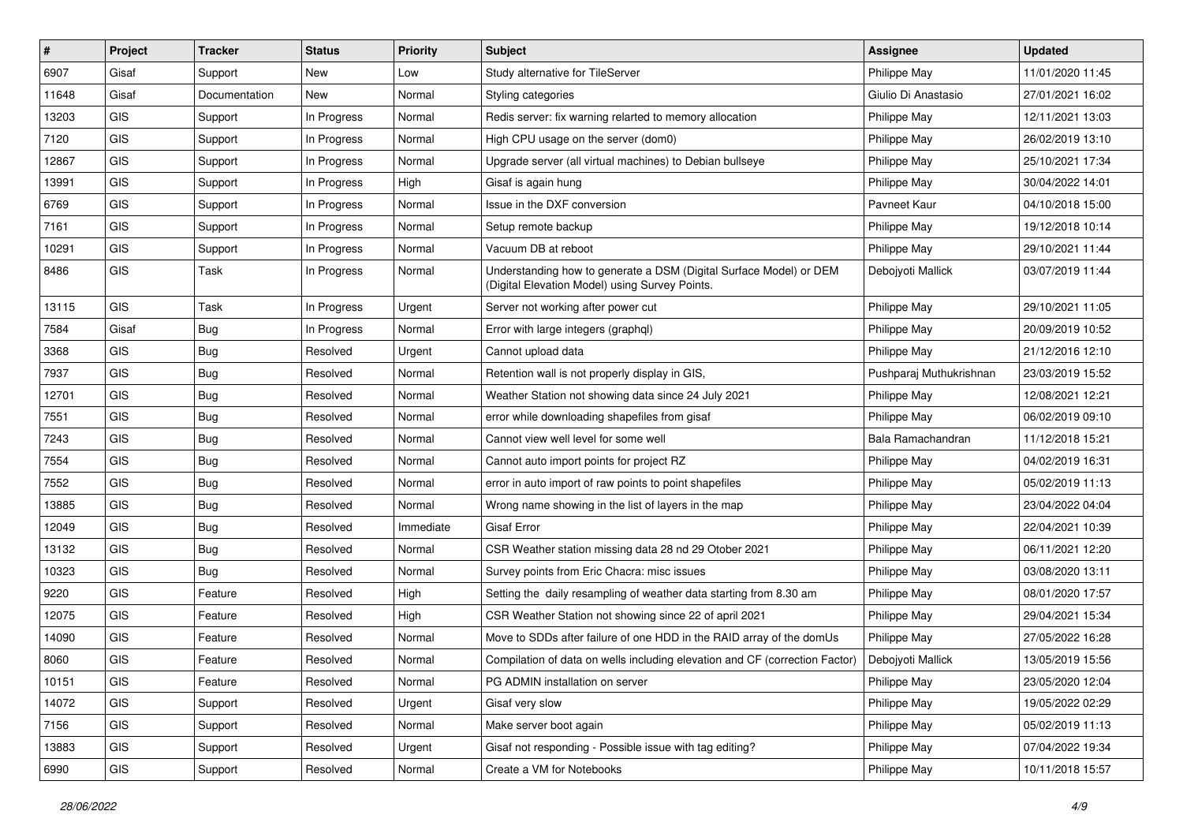| # | Project | Tracker | Status | Priority | Subject | Assignee | Updated |
|---|---|---|---|---|---|---|---|
| 6907 | Gisaf | Support | New | Low | Study alternative for TileServer | Philippe May | 11/01/2020 11:45 |
| 11648 | Gisaf | Documentation | New | Normal | Styling categories | Giulio Di Anastasio | 27/01/2021 16:02 |
| 13203 | GIS | Support | In Progress | Normal | Redis server: fix warning relarted to memory allocation | Philippe May | 12/11/2021 13:03 |
| 7120 | GIS | Support | In Progress | Normal | High CPU usage on the server (dom0) | Philippe May | 26/02/2019 13:10 |
| 12867 | GIS | Support | In Progress | Normal | Upgrade server (all virtual machines) to Debian bullseye | Philippe May | 25/10/2021 17:34 |
| 13991 | GIS | Support | In Progress | High | Gisaf is again hung | Philippe May | 30/04/2022 14:01 |
| 6769 | GIS | Support | In Progress | Normal | Issue in the DXF conversion | Pavneet Kaur | 04/10/2018 15:00 |
| 7161 | GIS | Support | In Progress | Normal | Setup remote backup | Philippe May | 19/12/2018 10:14 |
| 10291 | GIS | Support | In Progress | Normal | Vacuum DB at reboot | Philippe May | 29/10/2021 11:44 |
| 8486 | GIS | Task | In Progress | Normal | Understanding how to generate a DSM (Digital Surface Model) or DEM (Digital Elevation Model) using Survey Points. | Debojyoti Mallick | 03/07/2019 11:44 |
| 13115 | GIS | Task | In Progress | Urgent | Server not working after power cut | Philippe May | 29/10/2021 11:05 |
| 7584 | Gisaf | Bug | In Progress | Normal | Error with large integers (graphql) | Philippe May | 20/09/2019 10:52 |
| 3368 | GIS | Bug | Resolved | Urgent | Cannot upload data | Philippe May | 21/12/2016 12:10 |
| 7937 | GIS | Bug | Resolved | Normal | Retention wall is not properly display in GIS, | Pushparaj Muthukrishnan | 23/03/2019 15:52 |
| 12701 | GIS | Bug | Resolved | Normal | Weather Station not showing data since 24 July 2021 | Philippe May | 12/08/2021 12:21 |
| 7551 | GIS | Bug | Resolved | Normal | error while downloading shapefiles from gisaf | Philippe May | 06/02/2019 09:10 |
| 7243 | GIS | Bug | Resolved | Normal | Cannot view well level for some well | Bala Ramachandran | 11/12/2018 15:21 |
| 7554 | GIS | Bug | Resolved | Normal | Cannot auto import points for project RZ | Philippe May | 04/02/2019 16:31 |
| 7552 | GIS | Bug | Resolved | Normal | error in auto import of raw points to point shapefiles | Philippe May | 05/02/2019 11:13 |
| 13885 | GIS | Bug | Resolved | Normal | Wrong name showing in the list of layers in the map | Philippe May | 23/04/2022 04:04 |
| 12049 | GIS | Bug | Resolved | Immediate | Gisaf Error | Philippe May | 22/04/2021 10:39 |
| 13132 | GIS | Bug | Resolved | Normal | CSR Weather station missing data 28 nd 29 Otober 2021 | Philippe May | 06/11/2021 12:20 |
| 10323 | GIS | Bug | Resolved | Normal | Survey points from Eric Chacra: misc issues | Philippe May | 03/08/2020 13:11 |
| 9220 | GIS | Feature | Resolved | High | Setting the daily resampling of weather data starting from 8.30 am | Philippe May | 08/01/2020 17:57 |
| 12075 | GIS | Feature | Resolved | High | CSR Weather Station not showing since 22 of april 2021 | Philippe May | 29/04/2021 15:34 |
| 14090 | GIS | Feature | Resolved | Normal | Move to SDDs after failure of one HDD in the RAID array of the domUs | Philippe May | 27/05/2022 16:28 |
| 8060 | GIS | Feature | Resolved | Normal | Compilation of data on wells including elevation and CF (correction Factor) | Debojyoti Mallick | 13/05/2019 15:56 |
| 10151 | GIS | Feature | Resolved | Normal | PG ADMIN installation on server | Philippe May | 23/05/2020 12:04 |
| 14072 | GIS | Support | Resolved | Urgent | Gisaf very slow | Philippe May | 19/05/2022 02:29 |
| 7156 | GIS | Support | Resolved | Normal | Make server boot again | Philippe May | 05/02/2019 11:13 |
| 13883 | GIS | Support | Resolved | Urgent | Gisaf not responding - Possible issue with tag editing? | Philippe May | 07/04/2022 19:34 |
| 6990 | GIS | Support | Resolved | Normal | Create a VM for Notebooks | Philippe May | 10/11/2018 15:57 |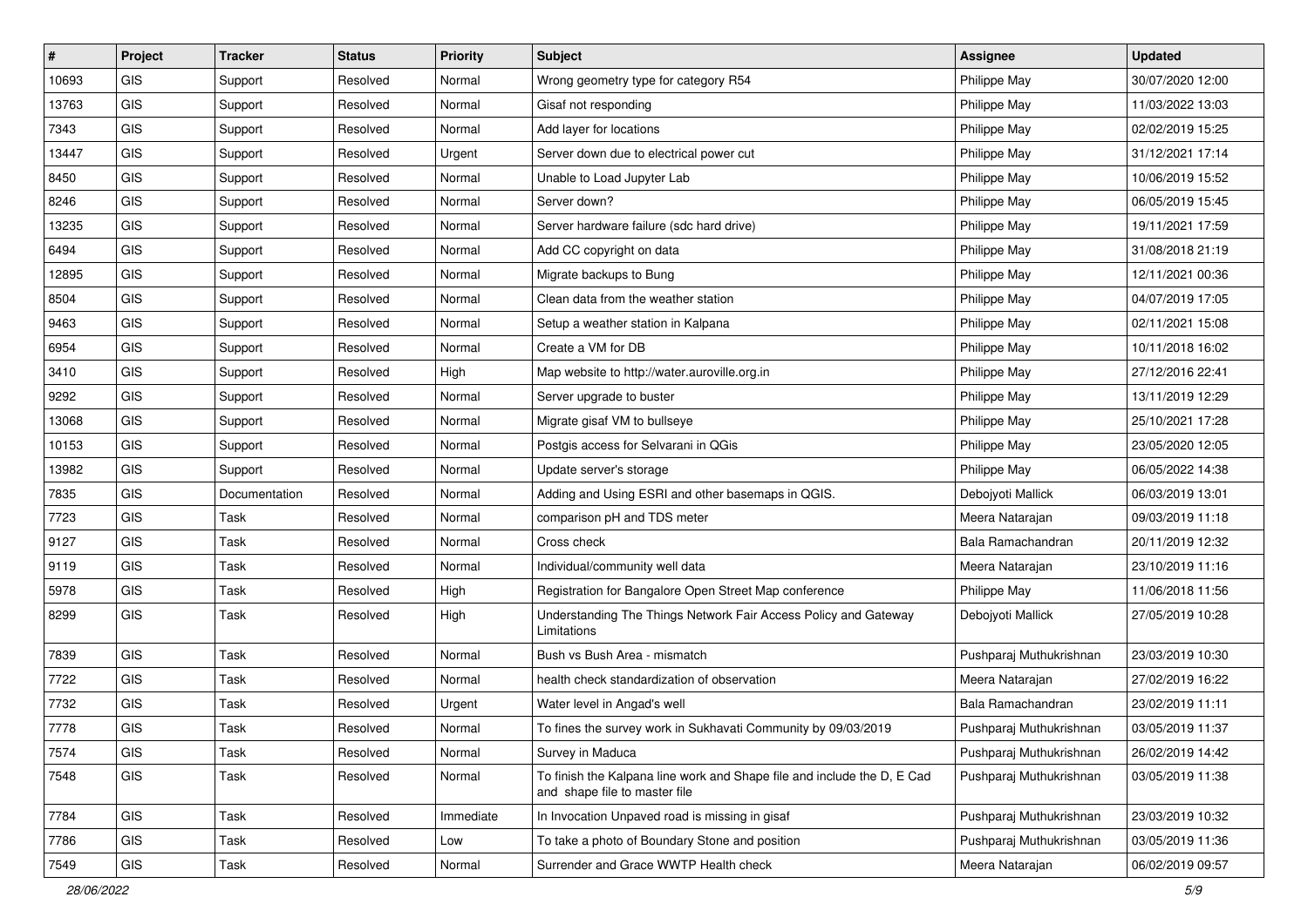| # | Project | Tracker | Status | Priority | Subject | Assignee | Updated |
|---|---|---|---|---|---|---|---|
| 10693 | GIS | Support | Resolved | Normal | Wrong geometry type for category R54 | Philippe May | 30/07/2020 12:00 |
| 13763 | GIS | Support | Resolved | Normal | Gisaf not responding | Philippe May | 11/03/2022 13:03 |
| 7343 | GIS | Support | Resolved | Normal | Add layer for locations | Philippe May | 02/02/2019 15:25 |
| 13447 | GIS | Support | Resolved | Urgent | Server down due to electrical power cut | Philippe May | 31/12/2021 17:14 |
| 8450 | GIS | Support | Resolved | Normal | Unable to Load Jupyter Lab | Philippe May | 10/06/2019 15:52 |
| 8246 | GIS | Support | Resolved | Normal | Server down? | Philippe May | 06/05/2019 15:45 |
| 13235 | GIS | Support | Resolved | Normal | Server hardware failure (sdc hard drive) | Philippe May | 19/11/2021 17:59 |
| 6494 | GIS | Support | Resolved | Normal | Add CC copyright on data | Philippe May | 31/08/2018 21:19 |
| 12895 | GIS | Support | Resolved | Normal | Migrate backups to Bung | Philippe May | 12/11/2021 00:36 |
| 8504 | GIS | Support | Resolved | Normal | Clean data from the weather station | Philippe May | 04/07/2019 17:05 |
| 9463 | GIS | Support | Resolved | Normal | Setup a weather station in Kalpana | Philippe May | 02/11/2021 15:08 |
| 6954 | GIS | Support | Resolved | Normal | Create a VM for DB | Philippe May | 10/11/2018 16:02 |
| 3410 | GIS | Support | Resolved | High | Map website to http://water.auroville.org.in | Philippe May | 27/12/2016 22:41 |
| 9292 | GIS | Support | Resolved | Normal | Server upgrade to buster | Philippe May | 13/11/2019 12:29 |
| 13068 | GIS | Support | Resolved | Normal | Migrate gisaf VM to bullseye | Philippe May | 25/10/2021 17:28 |
| 10153 | GIS | Support | Resolved | Normal | Postgis access for Selvarani in QGis | Philippe May | 23/05/2020 12:05 |
| 13982 | GIS | Support | Resolved | Normal | Update server's storage | Philippe May | 06/05/2022 14:38 |
| 7835 | GIS | Documentation | Resolved | Normal | Adding and Using ESRI and other basemaps in QGIS. | Debojyoti Mallick | 06/03/2019 13:01 |
| 7723 | GIS | Task | Resolved | Normal | comparison pH and TDS meter | Meera Natarajan | 09/03/2019 11:18 |
| 9127 | GIS | Task | Resolved | Normal | Cross check | Bala Ramachandran | 20/11/2019 12:32 |
| 9119 | GIS | Task | Resolved | Normal | Individual/community well data | Meera Natarajan | 23/10/2019 11:16 |
| 5978 | GIS | Task | Resolved | High | Registration for Bangalore Open Street Map conference | Philippe May | 11/06/2018 11:56 |
| 8299 | GIS | Task | Resolved | High | Understanding The Things Network Fair Access Policy and Gateway Limitations | Debojyoti Mallick | 27/05/2019 10:28 |
| 7839 | GIS | Task | Resolved | Normal | Bush vs Bush Area - mismatch | Pushparaj Muthukrishnan | 23/03/2019 10:30 |
| 7722 | GIS | Task | Resolved | Normal | health check standardization of observation | Meera Natarajan | 27/02/2019 16:22 |
| 7732 | GIS | Task | Resolved | Urgent | Water level in Angad's well | Bala Ramachandran | 23/02/2019 11:11 |
| 7778 | GIS | Task | Resolved | Normal | To fines the survey work in Sukhavati Community by 09/03/2019 | Pushparaj Muthukrishnan | 03/05/2019 11:37 |
| 7574 | GIS | Task | Resolved | Normal | Survey in Maduca | Pushparaj Muthukrishnan | 26/02/2019 14:42 |
| 7548 | GIS | Task | Resolved | Normal | To finish the Kalpana line work and Shape file and include the D, E Cad and shape file to master file | Pushparaj Muthukrishnan | 03/05/2019 11:38 |
| 7784 | GIS | Task | Resolved | Immediate | In Invocation Unpaved road is missing in gisaf | Pushparaj Muthukrishnan | 23/03/2019 10:32 |
| 7786 | GIS | Task | Resolved | Low | To take a photo of Boundary Stone and position | Pushparaj Muthukrishnan | 03/05/2019 11:36 |
| 7549 | GIS | Task | Resolved | Normal | Surrender and Grace WWTP Health check | Meera Natarajan | 06/02/2019 09:57 |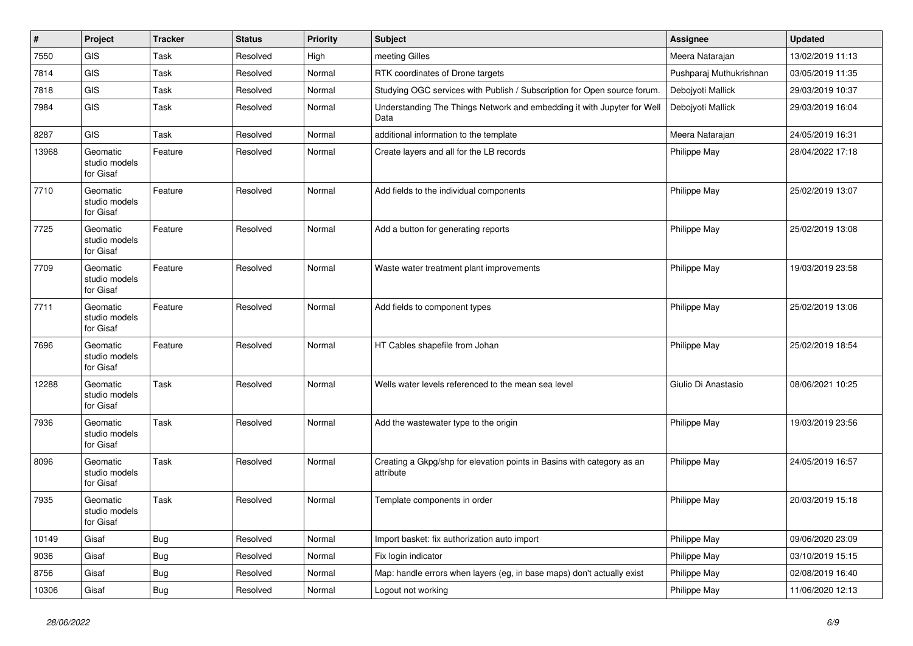| # | Project | Tracker | Status | Priority | Subject | Assignee | Updated |
|---|---|---|---|---|---|---|---|
| 7550 | GIS | Task | Resolved | High | meeting Gilles | Meera Natarajan | 13/02/2019 11:13 |
| 7814 | GIS | Task | Resolved | Normal | RTK coordinates of Drone targets | Pushparaj Muthukrishnan | 03/05/2019 11:35 |
| 7818 | GIS | Task | Resolved | Normal | Studying OGC services with Publish / Subscription for Open source forum. | Debojyoti Mallick | 29/03/2019 10:37 |
| 7984 | GIS | Task | Resolved | Normal | Understanding The Things Network and embedding it with Jupyter for Well Data | Debojyoti Mallick | 29/03/2019 16:04 |
| 8287 | GIS | Task | Resolved | Normal | additional information to the template | Meera Natarajan | 24/05/2019 16:31 |
| 13968 | Geomatic studio models for Gisaf | Feature | Resolved | Normal | Create layers and all for the LB records | Philippe May | 28/04/2022 17:18 |
| 7710 | Geomatic studio models for Gisaf | Feature | Resolved | Normal | Add fields to the individual components | Philippe May | 25/02/2019 13:07 |
| 7725 | Geomatic studio models for Gisaf | Feature | Resolved | Normal | Add a button for generating reports | Philippe May | 25/02/2019 13:08 |
| 7709 | Geomatic studio models for Gisaf | Feature | Resolved | Normal | Waste water treatment plant improvements | Philippe May | 19/03/2019 23:58 |
| 7711 | Geomatic studio models for Gisaf | Feature | Resolved | Normal | Add fields to component types | Philippe May | 25/02/2019 13:06 |
| 7696 | Geomatic studio models for Gisaf | Feature | Resolved | Normal | HT Cables shapefile from Johan | Philippe May | 25/02/2019 18:54 |
| 12288 | Geomatic studio models for Gisaf | Task | Resolved | Normal | Wells water levels referenced to the mean sea level | Giulio Di Anastasio | 08/06/2021 10:25 |
| 7936 | Geomatic studio models for Gisaf | Task | Resolved | Normal | Add the wastewater type to the origin | Philippe May | 19/03/2019 23:56 |
| 8096 | Geomatic studio models for Gisaf | Task | Resolved | Normal | Creating a Gkpg/shp for elevation points in Basins with category as an attribute | Philippe May | 24/05/2019 16:57 |
| 7935 | Geomatic studio models for Gisaf | Task | Resolved | Normal | Template components in order | Philippe May | 20/03/2019 15:18 |
| 10149 | Gisaf | Bug | Resolved | Normal | Import basket: fix authorization auto import | Philippe May | 09/06/2020 23:09 |
| 9036 | Gisaf | Bug | Resolved | Normal | Fix login indicator | Philippe May | 03/10/2019 15:15 |
| 8756 | Gisaf | Bug | Resolved | Normal | Map: handle errors when layers (eg, in base maps) don't actually exist | Philippe May | 02/08/2019 16:40 |
| 10306 | Gisaf | Bug | Resolved | Normal | Logout not working | Philippe May | 11/06/2020 12:13 |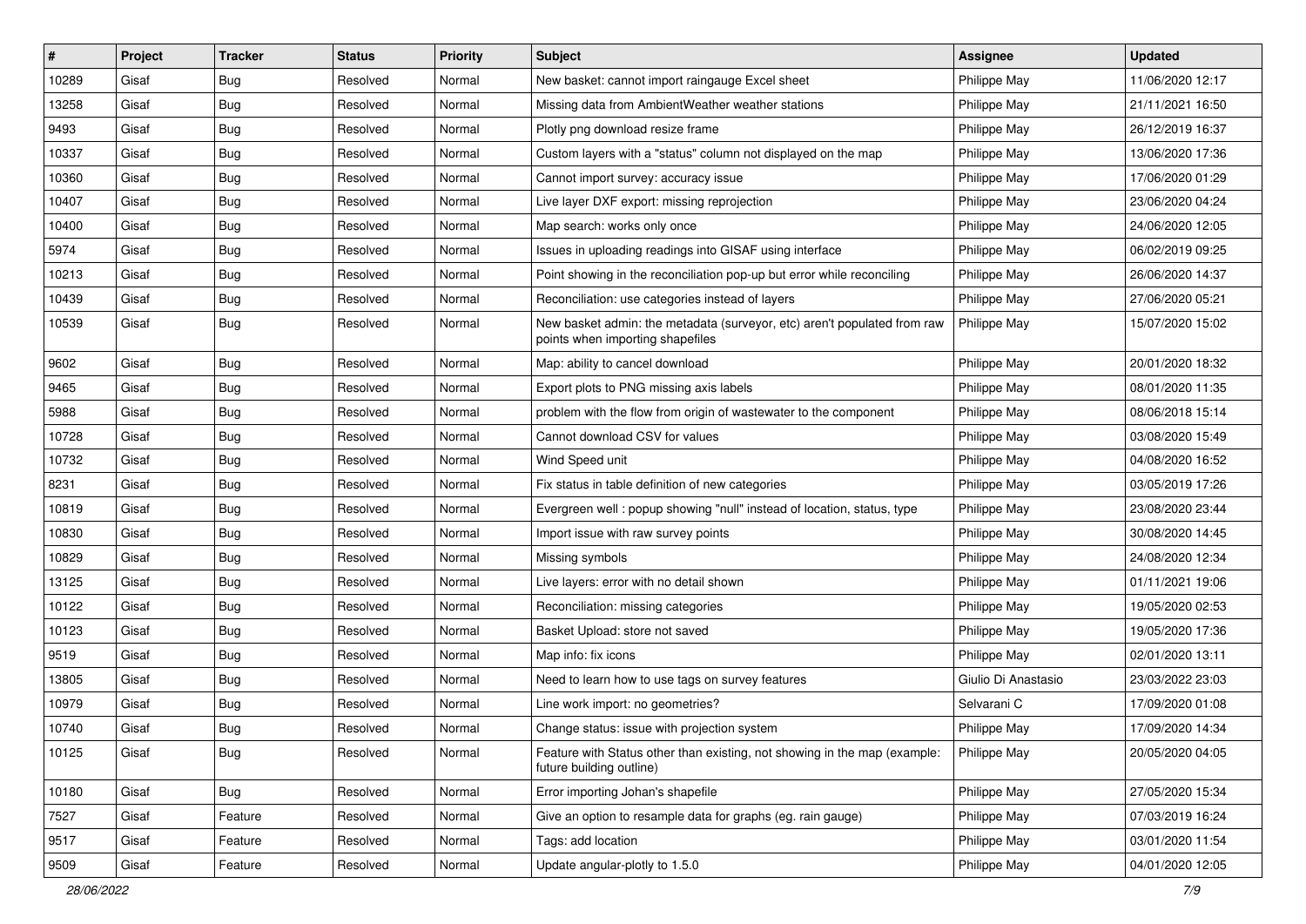| # | Project | Tracker | Status | Priority | Subject | Assignee | Updated |
|---|---|---|---|---|---|---|---|
| 10289 | Gisaf | Bug | Resolved | Normal | New basket: cannot import raingauge Excel sheet | Philippe May | 11/06/2020 12:17 |
| 13258 | Gisaf | Bug | Resolved | Normal | Missing data from AmbientWeather weather stations | Philippe May | 21/11/2021 16:50 |
| 9493 | Gisaf | Bug | Resolved | Normal | Plotly png download resize frame | Philippe May | 26/12/2019 16:37 |
| 10337 | Gisaf | Bug | Resolved | Normal | Custom layers with a "status" column not displayed on the map | Philippe May | 13/06/2020 17:36 |
| 10360 | Gisaf | Bug | Resolved | Normal | Cannot import survey: accuracy issue | Philippe May | 17/06/2020 01:29 |
| 10407 | Gisaf | Bug | Resolved | Normal | Live layer DXF export: missing reprojection | Philippe May | 23/06/2020 04:24 |
| 10400 | Gisaf | Bug | Resolved | Normal | Map search: works only once | Philippe May | 24/06/2020 12:05 |
| 5974 | Gisaf | Bug | Resolved | Normal | Issues in uploading readings into GISAF using interface | Philippe May | 06/02/2019 09:25 |
| 10213 | Gisaf | Bug | Resolved | Normal | Point showing in the reconciliation pop-up but error while reconciling | Philippe May | 26/06/2020 14:37 |
| 10439 | Gisaf | Bug | Resolved | Normal | Reconciliation: use categories instead of layers | Philippe May | 27/06/2020 05:21 |
| 10539 | Gisaf | Bug | Resolved | Normal | New basket admin: the metadata (surveyor, etc) aren't populated from raw points when importing shapefiles | Philippe May | 15/07/2020 15:02 |
| 9602 | Gisaf | Bug | Resolved | Normal | Map: ability to cancel download | Philippe May | 20/01/2020 18:32 |
| 9465 | Gisaf | Bug | Resolved | Normal | Export plots to PNG missing axis labels | Philippe May | 08/01/2020 11:35 |
| 5988 | Gisaf | Bug | Resolved | Normal | problem with the flow from origin of wastewater to the component | Philippe May | 08/06/2018 15:14 |
| 10728 | Gisaf | Bug | Resolved | Normal | Cannot download CSV for values | Philippe May | 03/08/2020 15:49 |
| 10732 | Gisaf | Bug | Resolved | Normal | Wind Speed unit | Philippe May | 04/08/2020 16:52 |
| 8231 | Gisaf | Bug | Resolved | Normal | Fix status in table definition of new categories | Philippe May | 03/05/2019 17:26 |
| 10819 | Gisaf | Bug | Resolved | Normal | Evergreen well : popup showing "null" instead of location, status, type | Philippe May | 23/08/2020 23:44 |
| 10830 | Gisaf | Bug | Resolved | Normal | Import issue with raw survey points | Philippe May | 30/08/2020 14:45 |
| 10829 | Gisaf | Bug | Resolved | Normal | Missing symbols | Philippe May | 24/08/2020 12:34 |
| 13125 | Gisaf | Bug | Resolved | Normal | Live layers: error with no detail shown | Philippe May | 01/11/2021 19:06 |
| 10122 | Gisaf | Bug | Resolved | Normal | Reconciliation: missing categories | Philippe May | 19/05/2020 02:53 |
| 10123 | Gisaf | Bug | Resolved | Normal | Basket Upload: store not saved | Philippe May | 19/05/2020 17:36 |
| 9519 | Gisaf | Bug | Resolved | Normal | Map info: fix icons | Philippe May | 02/01/2020 13:11 |
| 13805 | Gisaf | Bug | Resolved | Normal | Need to learn how to use tags on survey features | Giulio Di Anastasio | 23/03/2022 23:03 |
| 10979 | Gisaf | Bug | Resolved | Normal | Line work import: no geometries? | Selvarani C | 17/09/2020 01:08 |
| 10740 | Gisaf | Bug | Resolved | Normal | Change status: issue with projection system | Philippe May | 17/09/2020 14:34 |
| 10125 | Gisaf | Bug | Resolved | Normal | Feature with Status other than existing, not showing in the map (example: future building outline) | Philippe May | 20/05/2020 04:05 |
| 10180 | Gisaf | Bug | Resolved | Normal | Error importing Johan's shapefile | Philippe May | 27/05/2020 15:34 |
| 7527 | Gisaf | Feature | Resolved | Normal | Give an option to resample data for graphs (eg. rain gauge) | Philippe May | 07/03/2019 16:24 |
| 9517 | Gisaf | Feature | Resolved | Normal | Tags: add location | Philippe May | 03/01/2020 11:54 |
| 9509 | Gisaf | Feature | Resolved | Normal | Update angular-plotly to 1.5.0 | Philippe May | 04/01/2020 12:05 |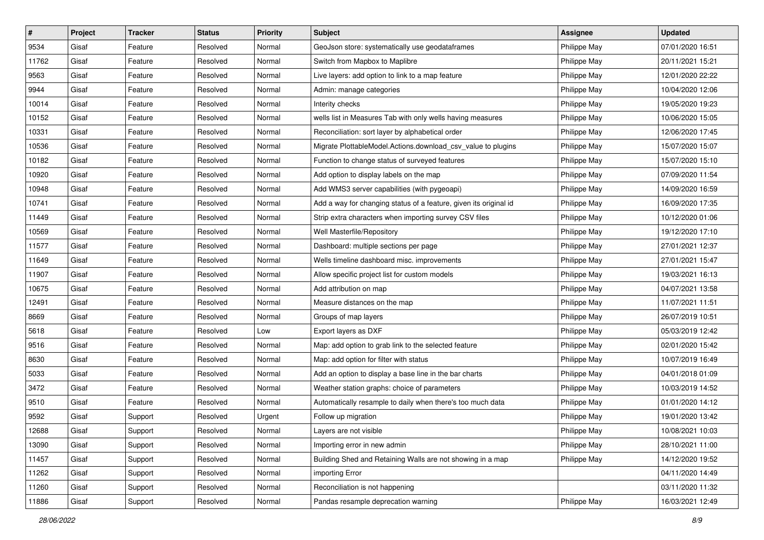| # | Project | Tracker | Status | Priority | Subject | Assignee | Updated |
|---|---|---|---|---|---|---|---|
| 9534 | Gisaf | Feature | Resolved | Normal | GeoJson store: systematically use geodataframes | Philippe May | 07/01/2020 16:51 |
| 11762 | Gisaf | Feature | Resolved | Normal | Switch from Mapbox to Maplibre | Philippe May | 20/11/2021 15:21 |
| 9563 | Gisaf | Feature | Resolved | Normal | Live layers: add option to link to a map feature | Philippe May | 12/01/2020 22:22 |
| 9944 | Gisaf | Feature | Resolved | Normal | Admin: manage categories | Philippe May | 10/04/2020 12:06 |
| 10014 | Gisaf | Feature | Resolved | Normal | Interity checks | Philippe May | 19/05/2020 19:23 |
| 10152 | Gisaf | Feature | Resolved | Normal | wells list in Measures Tab with only wells having measures | Philippe May | 10/06/2020 15:05 |
| 10331 | Gisaf | Feature | Resolved | Normal | Reconciliation: sort layer by alphabetical order | Philippe May | 12/06/2020 17:45 |
| 10536 | Gisaf | Feature | Resolved | Normal | Migrate PlottableModel.Actions.download_csv_value to plugins | Philippe May | 15/07/2020 15:07 |
| 10182 | Gisaf | Feature | Resolved | Normal | Function to change status of surveyed features | Philippe May | 15/07/2020 15:10 |
| 10920 | Gisaf | Feature | Resolved | Normal | Add option to display labels on the map | Philippe May | 07/09/2020 11:54 |
| 10948 | Gisaf | Feature | Resolved | Normal | Add WMS3 server capabilities (with pygeoapi) | Philippe May | 14/09/2020 16:59 |
| 10741 | Gisaf | Feature | Resolved | Normal | Add a way for changing status of a feature, given its original id | Philippe May | 16/09/2020 17:35 |
| 11449 | Gisaf | Feature | Resolved | Normal | Strip extra characters when importing survey CSV files | Philippe May | 10/12/2020 01:06 |
| 10569 | Gisaf | Feature | Resolved | Normal | Well Masterfile/Repository | Philippe May | 19/12/2020 17:10 |
| 11577 | Gisaf | Feature | Resolved | Normal | Dashboard: multiple sections per page | Philippe May | 27/01/2021 12:37 |
| 11649 | Gisaf | Feature | Resolved | Normal | Wells timeline dashboard misc. improvements | Philippe May | 27/01/2021 15:47 |
| 11907 | Gisaf | Feature | Resolved | Normal | Allow specific project list for custom models | Philippe May | 19/03/2021 16:13 |
| 10675 | Gisaf | Feature | Resolved | Normal | Add attribution on map | Philippe May | 04/07/2021 13:58 |
| 12491 | Gisaf | Feature | Resolved | Normal | Measure distances on the map | Philippe May | 11/07/2021 11:51 |
| 8669 | Gisaf | Feature | Resolved | Normal | Groups of map layers | Philippe May | 26/07/2019 10:51 |
| 5618 | Gisaf | Feature | Resolved | Low | Export layers as DXF | Philippe May | 05/03/2019 12:42 |
| 9516 | Gisaf | Feature | Resolved | Normal | Map: add option to grab link to the selected feature | Philippe May | 02/01/2020 15:42 |
| 8630 | Gisaf | Feature | Resolved | Normal | Map: add option for filter with status | Philippe May | 10/07/2019 16:49 |
| 5033 | Gisaf | Feature | Resolved | Normal | Add an option to display a base line in the bar charts | Philippe May | 04/01/2018 01:09 |
| 3472 | Gisaf | Feature | Resolved | Normal | Weather station graphs: choice of parameters | Philippe May | 10/03/2019 14:52 |
| 9510 | Gisaf | Feature | Resolved | Normal | Automatically resample to daily when there's too much data | Philippe May | 01/01/2020 14:12 |
| 9592 | Gisaf | Support | Resolved | Urgent | Follow up migration | Philippe May | 19/01/2020 13:42 |
| 12688 | Gisaf | Support | Resolved | Normal | Layers are not visible | Philippe May | 10/08/2021 10:03 |
| 13090 | Gisaf | Support | Resolved | Normal | Importing error in new admin | Philippe May | 28/10/2021 11:00 |
| 11457 | Gisaf | Support | Resolved | Normal | Building Shed and Retaining Walls are not showing in a map | Philippe May | 14/12/2020 19:52 |
| 11262 | Gisaf | Support | Resolved | Normal | importing Error | | 04/11/2020 14:49 |
| 11260 | Gisaf | Support | Resolved | Normal | Reconciliation is not happening | | 03/11/2020 11:32 |
| 11886 | Gisaf | Support | Resolved | Normal | Pandas resample deprecation warning | Philippe May | 16/03/2021 12:49 |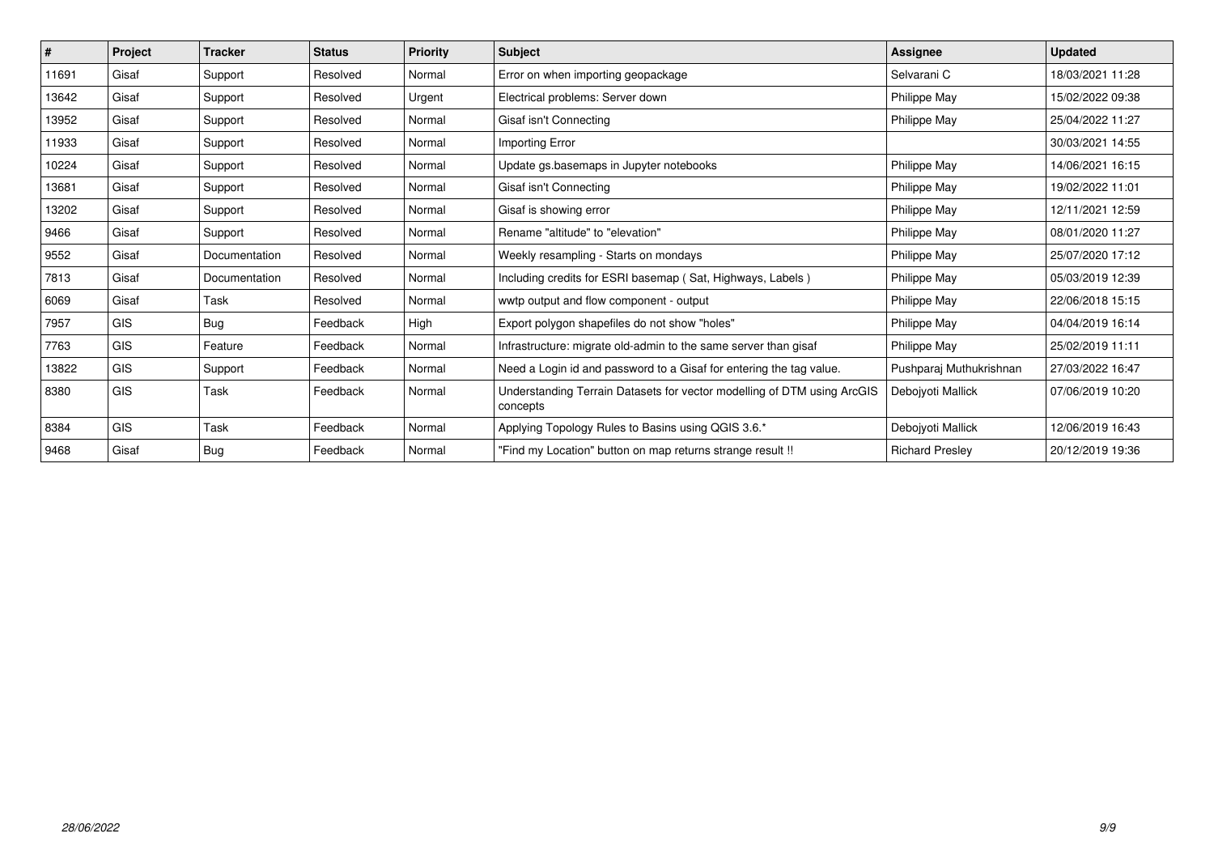| # | Project | Tracker | Status | Priority | Subject | Assignee | Updated |
|---|---|---|---|---|---|---|---|
| 11691 | Gisaf | Support | Resolved | Normal | Error on when importing geopackage | Selvarani C | 18/03/2021 11:28 |
| 13642 | Gisaf | Support | Resolved | Urgent | Electrical problems: Server down | Philippe May | 15/02/2022 09:38 |
| 13952 | Gisaf | Support | Resolved | Normal | Gisaf isn't Connecting | Philippe May | 25/04/2022 11:27 |
| 11933 | Gisaf | Support | Resolved | Normal | Importing Error | | 30/03/2021 14:55 |
| 10224 | Gisaf | Support | Resolved | Normal | Update gs.basemaps in Jupyter notebooks | Philippe May | 14/06/2021 16:15 |
| 13681 | Gisaf | Support | Resolved | Normal | Gisaf isn't Connecting | Philippe May | 19/02/2022 11:01 |
| 13202 | Gisaf | Support | Resolved | Normal | Gisaf is showing error | Philippe May | 12/11/2021 12:59 |
| 9466 | Gisaf | Support | Resolved | Normal | Rename "altitude" to "elevation" | Philippe May | 08/01/2020 11:27 |
| 9552 | Gisaf | Documentation | Resolved | Normal | Weekly resampling - Starts on mondays | Philippe May | 25/07/2020 17:12 |
| 7813 | Gisaf | Documentation | Resolved | Normal | Including credits for ESRI basemap ( Sat, Highways, Labels ) | Philippe May | 05/03/2019 12:39 |
| 6069 | Gisaf | Task | Resolved | Normal | wwtp output and flow component - output | Philippe May | 22/06/2018 15:15 |
| 7957 | GIS | Bug | Feedback | High | Export polygon shapefiles do not show "holes" | Philippe May | 04/04/2019 16:14 |
| 7763 | GIS | Feature | Feedback | Normal | Infrastructure: migrate old-admin to the same server than gisaf | Philippe May | 25/02/2019 11:11 |
| 13822 | GIS | Support | Feedback | Normal | Need a Login id and password to a Gisaf for entering the tag value. | Pushparaj Muthukrishnan | 27/03/2022 16:47 |
| 8380 | GIS | Task | Feedback | Normal | Understanding Terrain Datasets for vector modelling of DTM using ArcGIS concepts | Debojyoti Mallick | 07/06/2019 10:20 |
| 8384 | GIS | Task | Feedback | Normal | Applying Topology Rules to Basins using QGIS 3.6.* | Debojyoti Mallick | 12/06/2019 16:43 |
| 9468 | Gisaf | Bug | Feedback | Normal | "Find my Location" button on map returns strange result !! | Richard Presley | 20/12/2019 19:36 |

*28/06/2022*